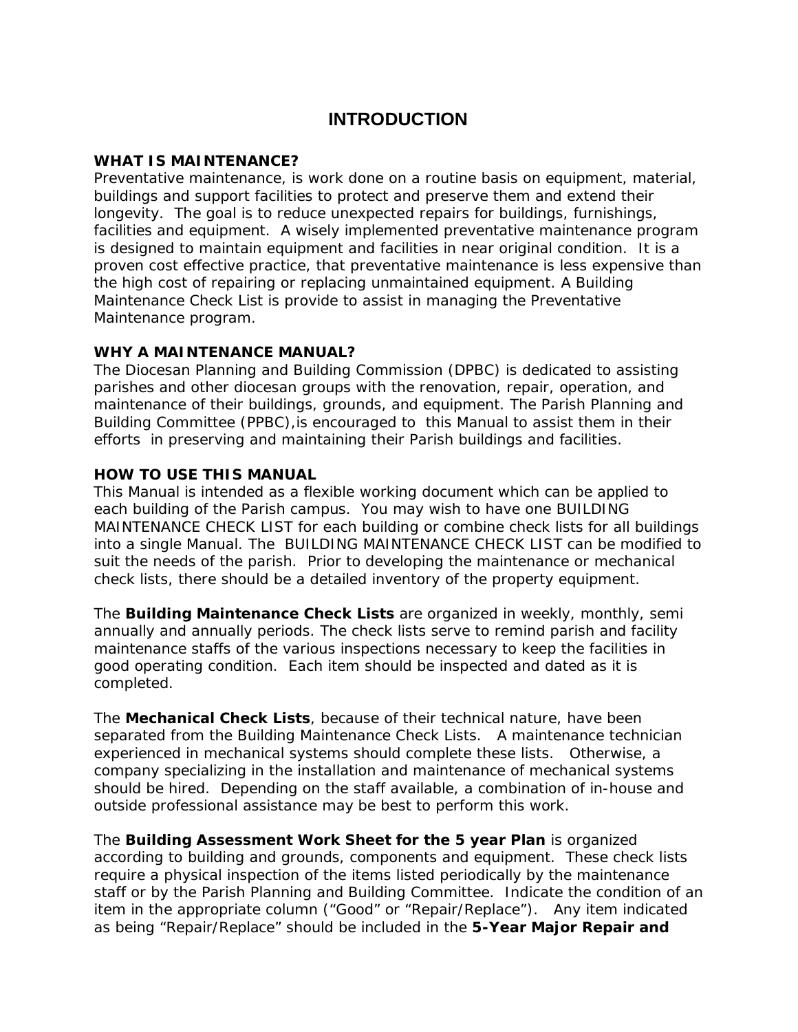# INTRODUCTION

**WHAT IS MAINTENANCE?**
Preventative maintenance, is work done on a routine basis on equipment, material, buildings and support facilities to protect and preserve them and extend their longevity. The goal is to reduce unexpected repairs for buildings, furnishings, facilities and equipment. A wisely implemented preventative maintenance program is designed to maintain equipment and facilities in near original condition. It is a proven cost effective practice, that preventative maintenance is less expensive than the high cost of repairing or replacing unmaintained equipment. A Building Maintenance Check List is provide to assist in managing the Preventative Maintenance program.

**WHY A MAINTENANCE MANUAL?**
The Diocesan Planning and Building Commission (DPBC) is dedicated to assisting parishes and other diocesan groups with the renovation, repair, operation, and maintenance of their buildings, grounds, and equipment. The Parish Planning and Building Committee (PPBC),is encouraged to this Manual to assist them in their efforts in preserving and maintaining their Parish buildings and facilities.

**HOW TO USE THIS MANUAL**
This Manual is intended as a flexible working document which can be applied to each building of the Parish campus. You may wish to have one BUILDING MAINTENANCE CHECK LIST for each building or combine check lists for all buildings into a single Manual. The BUILDING MAINTENANCE CHECK LIST can be modified to suit the needs of the parish. Prior to developing the maintenance or mechanical check lists, there should be a detailed inventory of the property equipment.

The **Building Maintenance Check Lists** are organized in weekly, monthly, semi annually and annually periods. The check lists serve to remind parish and facility maintenance staffs of the various inspections necessary to keep the facilities in good operating condition. Each item should be inspected and dated as it is completed.

The **Mechanical Check Lists**, because of their technical nature, have been separated from the Building Maintenance Check Lists. A maintenance technician experienced in mechanical systems should complete these lists. Otherwise, a company specializing in the installation and maintenance of mechanical systems should be hired. Depending on the staff available, a combination of in-house and outside professional assistance may be best to perform this work.

The **Building Assessment Work Sheet for the 5 year Plan** is organized according to building and grounds, components and equipment. These check lists require a physical inspection of the items listed periodically by the maintenance staff or by the Parish Planning and Building Committee. Indicate the condition of an item in the appropriate column ("Good" or "Repair/Replace"). Any item indicated as being "Repair/Replace" should be included in the **5-Year Major Repair and**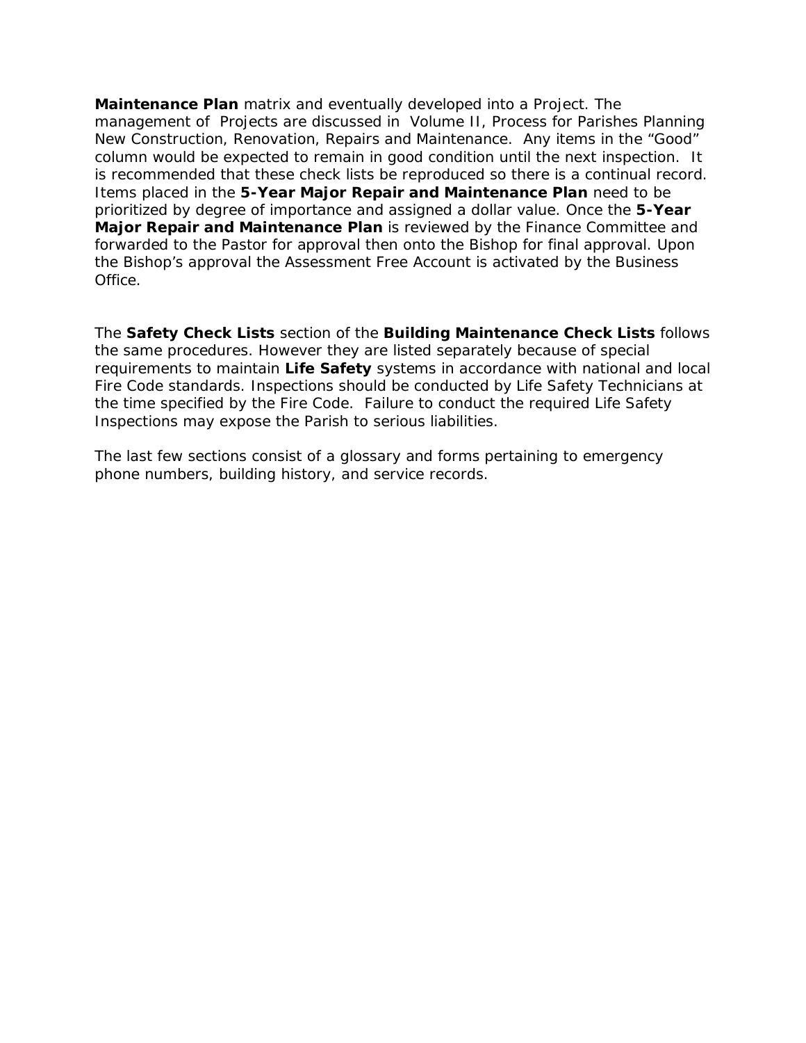**Maintenance Plan** matrix and eventually developed into a Project. The management of Projects are discussed in Volume II, Process for Parishes Planning New Construction, Renovation, Repairs and Maintenance. Any items in the "Good" column would be expected to remain in good condition until the next inspection. It is recommended that these check lists be reproduced so there is a continual record. Items placed in the **5-Year Major Repair and Maintenance Plan** need to be prioritized by degree of importance and assigned a dollar value. Once the **5-Year Major Repair and Maintenance Plan** is reviewed by the Finance Committee and forwarded to the Pastor for approval then onto the Bishop for final approval. Upon the Bishop's approval the Assessment Free Account is activated by the Business Office.

The **Safety Check Lists** section of the **Building Maintenance Check Lists** follows the same procedures. However they are listed separately because of special requirements to maintain **Life Safety** systems in accordance with national and local Fire Code standards. Inspections should be conducted by Life Safety Technicians at the time specified by the Fire Code. Failure to conduct the required Life Safety Inspections may expose the Parish to serious liabilities.

The last few sections consist of a glossary and forms pertaining to emergency phone numbers, building history, and service records.